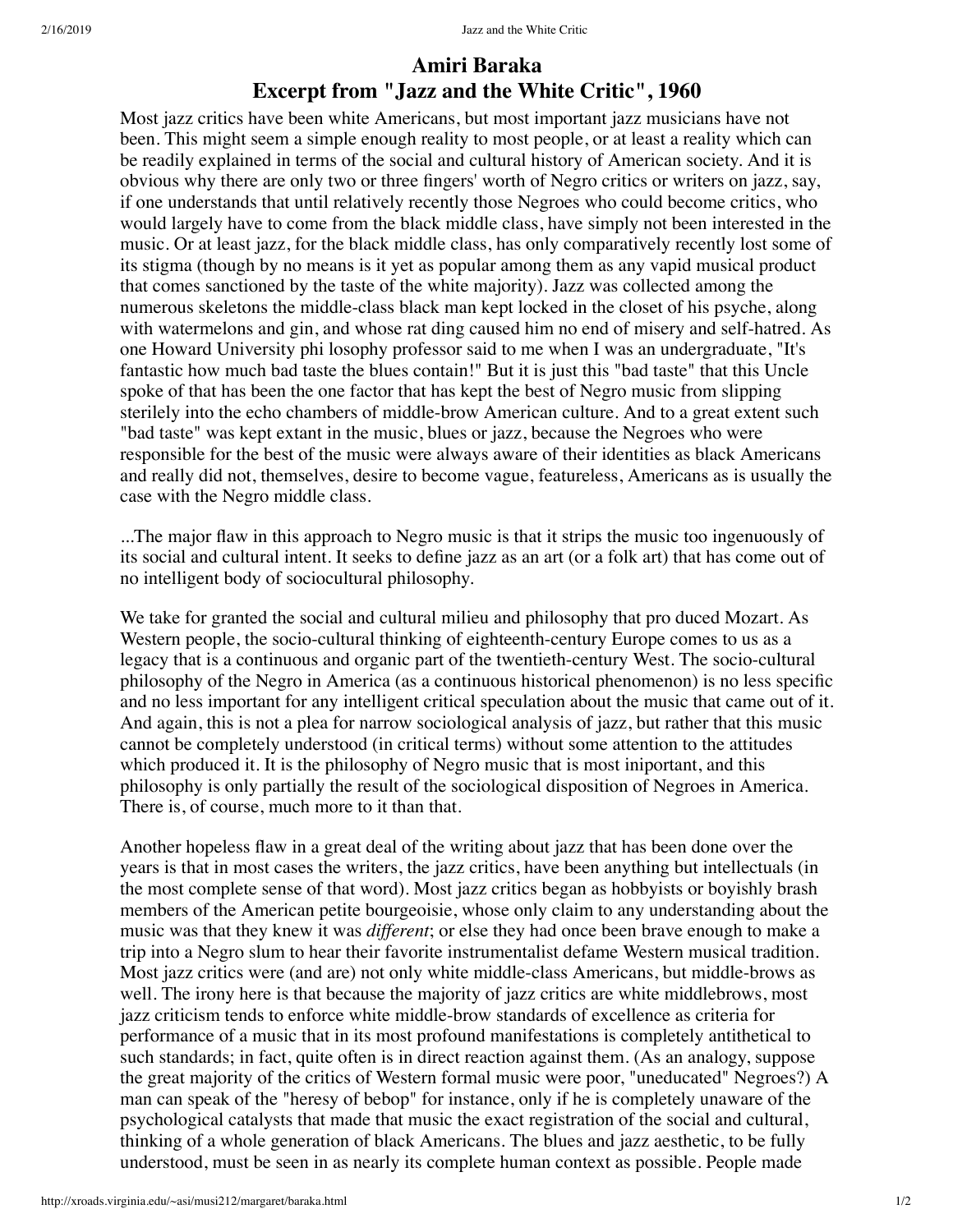# Amiri Baraka
## Excerpt from "Jazz and the White Critic", 1960

Most jazz critics have been white Americans, but most important jazz musicians have not been. This might seem a simple enough reality to most people, or at least a reality which can be readily explained in terms of the social and cultural history of American society. And it is obvious why there are only two or three fingers' worth of Negro critics or writers on jazz, say, if one understands that until relatively recently those Negroes who could become critics, who would largely have to come from the black middle class, have simply not been interested in the music. Or at least jazz, for the black middle class, has only comparatively recently lost some of its stigma (though by no means is it yet as popular among them as any vapid musical product that comes sanctioned by the taste of the white majority). Jazz was collected among the numerous skeletons the middle-class black man kept locked in the closet of his psyche, along with watermelons and gin, and whose rat ding caused him no end of misery and self-hatred. As one Howard University phi losophy professor said to me when I was an undergraduate, "It's fantastic how much bad taste the blues contain!" But it is just this "bad taste" that this Uncle spoke of that has been the one factor that has kept the best of Negro music from slipping sterilely into the echo chambers of middle-brow American culture. And to a great extent such "bad taste" was kept extant in the music, blues or jazz, because the Negroes who were responsible for the best of the music were always aware of their identities as black Americans and really did not, themselves, desire to become vague, featureless, Americans as is usually the case with the Negro middle class.

...The major flaw in this approach to Negro music is that it strips the music too ingenuously of its social and cultural intent. It seeks to define jazz as an art (or a folk art) that has come out of no intelligent body of sociocultural philosophy.

We take for granted the social and cultural milieu and philosophy that pro duced Mozart. As Western people, the socio-cultural thinking of eighteenth-century Europe comes to us as a legacy that is a continuous and organic part of the twentieth-century West. The socio-cultural philosophy of the Negro in America (as a continuous historical phenomenon) is no less specific and no less important for any intelligent critical speculation about the music that came out of it. And again, this is not a plea for narrow sociological analysis of jazz, but rather that this music cannot be completely understood (in critical terms) without some attention to the attitudes which produced it. It is the philosophy of Negro music that is most iniportant, and this philosophy is only partially the result of the sociological disposition of Negroes in America. There is, of course, much more to it than that.

Another hopeless flaw in a great deal of the writing about jazz that has been done over the years is that in most cases the writers, the jazz critics, have been anything but intellectuals (in the most complete sense of that word). Most jazz critics began as hobbyists or boyishly brash members of the American petite bourgeoisie, whose only claim to any understanding about the music was that they knew it was *different*; or else they had once been brave enough to make a trip into a Negro slum to hear their favorite instrumentalist defame Western musical tradition. Most jazz critics were (and are) not only white middle-class Americans, but middle-brows as well. The irony here is that because the majority of jazz critics are white middlebrows, most jazz criticism tends to enforce white middle-brow standards of excellence as criteria for performance of a music that in its most profound manifestations is completely antithetical to such standards; in fact, quite often is in direct reaction against them. (As an analogy, suppose the great majority of the critics of Western formal music were poor, "uneducated" Negroes?) A man can speak of the "heresy of bebop" for instance, only if he is completely unaware of the psychological catalysts that made that music the exact registration of the social and cultural, thinking of a whole generation of black Americans. The blues and jazz aesthetic, to be fully understood, must be seen in as nearly its complete human context as possible. People made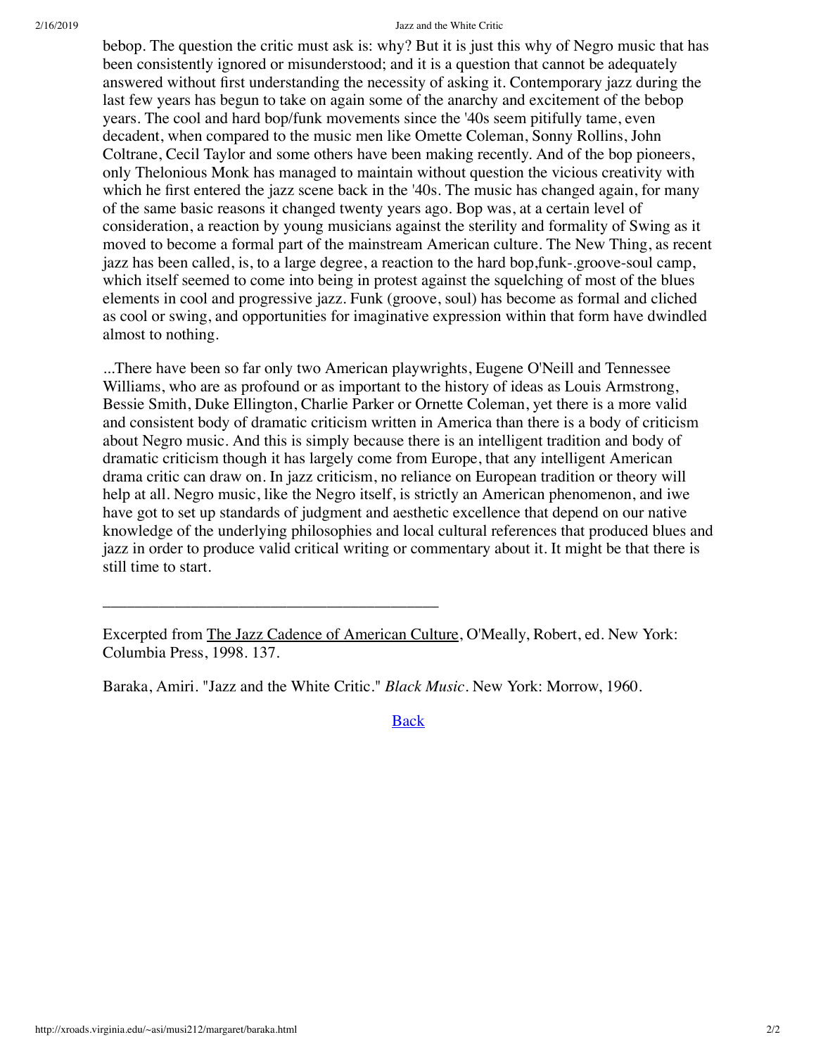bebop. The question the critic must ask is: why? But it is just this why of Negro music that has been consistently ignored or misunderstood; and it is a question that cannot be adequately answered without first understanding the necessity of asking it. Contemporary jazz during the last few years has begun to take on again some of the anarchy and excitement of the bebop years. The cool and hard bop/funk movements since the '40s seem pitifully tame, even decadent, when compared to the music men like Omette Coleman, Sonny Rollins, John Coltrane, Cecil Taylor and some others have been making recently. And of the bop pioneers, only Thelonious Monk has managed to maintain without question the vicious creativity with which he first entered the jazz scene back in the '40s. The music has changed again, for many of the same basic reasons it changed twenty years ago. Bop was, at a certain level of consideration, a reaction by young musicians against the sterility and formality of Swing as it moved to become a formal part of the mainstream American culture. The New Thing, as recent jazz has been called, is, to a large degree, a reaction to the hard bop,funk-.groove-soul camp, which itself seemed to come into being in protest against the squelching of most of the blues elements in cool and progressive jazz. Funk (groove, soul) has become as formal and cliched as cool or swing, and opportunities for imaginative expression within that form have dwindled almost to nothing.

...There have been so far only two American playwrights, Eugene O'Neill and Tennessee Williams, who are as profound or as important to the history of ideas as Louis Armstrong, Bessie Smith, Duke Ellington, Charlie Parker or Ornette Coleman, yet there is a more valid and consistent body of dramatic criticism written in America than there is a body of criticism about Negro music. And this is simply because there is an intelligent tradition and body of dramatic criticism though it has largely come from Europe, that any intelligent American drama critic can draw on. In jazz criticism, no reliance on European tradition or theory will help at all. Negro music, like the Negro itself, is strictly an American phenomenon, and iwe have got to set up standards of judgment and aesthetic excellence that depend on our native knowledge of the underlying philosophies and local cultural references that produced blues and jazz in order to produce valid critical writing or commentary about it. It might be that there is still time to start.

---

Excerpted from The Jazz Cadence of American Culture, O'Meally, Robert, ed. New York: Columbia Press, 1998. 137.

Baraka, Amiri. "Jazz and the White Critic." *Black Music*. New York: Morrow, 1960.

Back